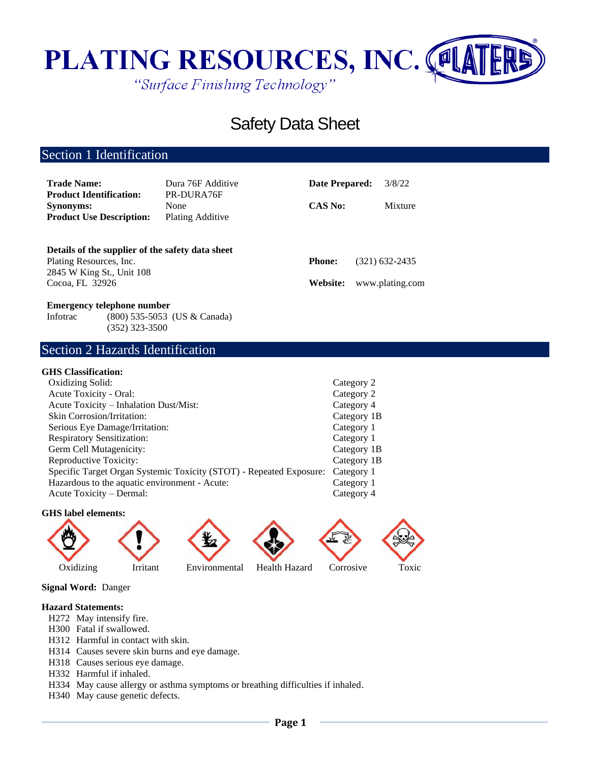# PLATING RESOURCES, INC.

*"Surface Finishing Technology"*

# Safety Data Sheet

## Section 1 Identification

| | | | |
|---|---|---|---|
| **Trade Name:** | Dura 76F Additive | **Date Prepared:** | 3/8/22 |
| **Product Identification:** | PR-DURA76F | | |
| **Synonyms:** | None | **CAS No:** | Mixture |
| **Product Use Description:** | Plating Additive | | |

**Details of the supplier of the safety data sheet**
Plating Resources, Inc.
2845 W King St., Unit 108
Cocoa, FL 32926

**Phone:** (321) 632-2435

**Website:** www.plating.com

**Emergency telephone number**
Infotrac (800) 535-5053 (US & Canada)
(352) 323-3500

## Section 2 Hazards Identification

**GHS Classification:**

| | |
|---|---|
| Oxidizing Solid: | Category 2 |
| Acute Toxicity - Oral: | Category 2 |
| Acute Toxicity – Inhalation Dust/Mist: | Category 4 |
| Skin Corrosion/Irritation: | Category 1B |
| Serious Eye Damage/Irritation: | Category 1 |
| Respiratory Sensitization: | Category 1 |
| Germ Cell Mutagenicity: | Category 1B |
| Reproductive Toxicity: | Category 1B |
| Specific Target Organ Systemic Toxicity (STOT) - Repeated Exposure: | Category 1 |
| Hazardous to the aquatic environment - Acute: | Category 1 |
| Acute Toxicity – Dermal: | Category 4 |

**GHS label elements:**

Oxidizing Irritant Environmental Health Hazard Corrosive Toxic

**Signal Word:** Danger

**Hazard Statements:**

H272 May intensify fire.
H300 Fatal if swallowed.
H312 Harmful in contact with skin.
H314 Causes severe skin burns and eye damage.
H318 Causes serious eye damage.
H332 Harmful if inhaled.
H334 May cause allergy or asthma symptoms or breathing difficulties if inhaled.
H340 May cause genetic defects.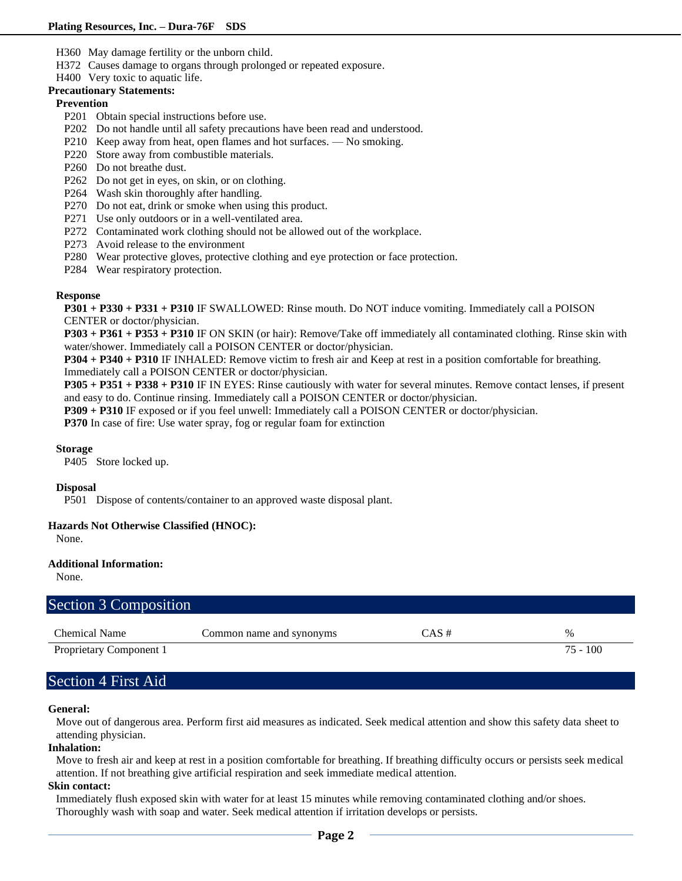H360 May damage fertility or the unborn child.
H372 Causes damage to organs through prolonged or repeated exposure.
H400 Very toxic to aquatic life.

**Precautionary Statements:**

**Prevention**

P201 Obtain special instructions before use.
P202 Do not handle until all safety precautions have been read and understood.
P210 Keep away from heat, open flames and hot surfaces. — No smoking.
P220 Store away from combustible materials.
P260 Do not breathe dust.
P262 Do not get in eyes, on skin, or on clothing.
P264 Wash skin thoroughly after handling.
P270 Do not eat, drink or smoke when using this product.
P271 Use only outdoors or in a well-ventilated area.
P272 Contaminated work clothing should not be allowed out of the workplace.
P273 Avoid release to the environment
P280 Wear protective gloves, protective clothing and eye protection or face protection.
P284 Wear respiratory protection.

**Response**

**P301 + P330 + P331 + P310** IF SWALLOWED: Rinse mouth. Do NOT induce vomiting. Immediately call a POISON CENTER or doctor/physician.
**P303 + P361 + P353 + P310** IF ON SKIN (or hair): Remove/Take off immediately all contaminated clothing. Rinse skin with water/shower. Immediately call a POISON CENTER or doctor/physician.
**P304 + P340 + P310** IF INHALED: Remove victim to fresh air and Keep at rest in a position comfortable for breathing. Immediately call a POISON CENTER or doctor/physician.
**P305 + P351 + P338 + P310** IF IN EYES: Rinse cautiously with water for several minutes. Remove contact lenses, if present and easy to do. Continue rinsing. Immediately call a POISON CENTER or doctor/physician.
**P309 + P310** IF exposed or if you feel unwell: Immediately call a POISON CENTER or doctor/physician.
**P370** In case of fire: Use water spray, fog or regular foam for extinction

**Storage**

P405 Store locked up.

**Disposal**

P501 Dispose of contents/container to an approved waste disposal plant.

**Hazards Not Otherwise Classified (HNOC):**

None.

**Additional Information:**

None.

## Section 3 Composition

| Chemical Name | Common name and synonyms | CAS # | % |
|---|---|---|---|
| Proprietary Component 1 | | | 75 - 100 |

## Section 4 First Aid

**General:**

Move out of dangerous area. Perform first aid measures as indicated. Seek medical attention and show this safety data sheet to attending physician.

**Inhalation:**

Move to fresh air and keep at rest in a position comfortable for breathing. If breathing difficulty occurs or persists seek medical attention. If not breathing give artificial respiration and seek immediate medical attention.

**Skin contact:**

Immediately flush exposed skin with water for at least 15 minutes while removing contaminated clothing and/or shoes. Thoroughly wash with soap and water. Seek medical attention if irritation develops or persists.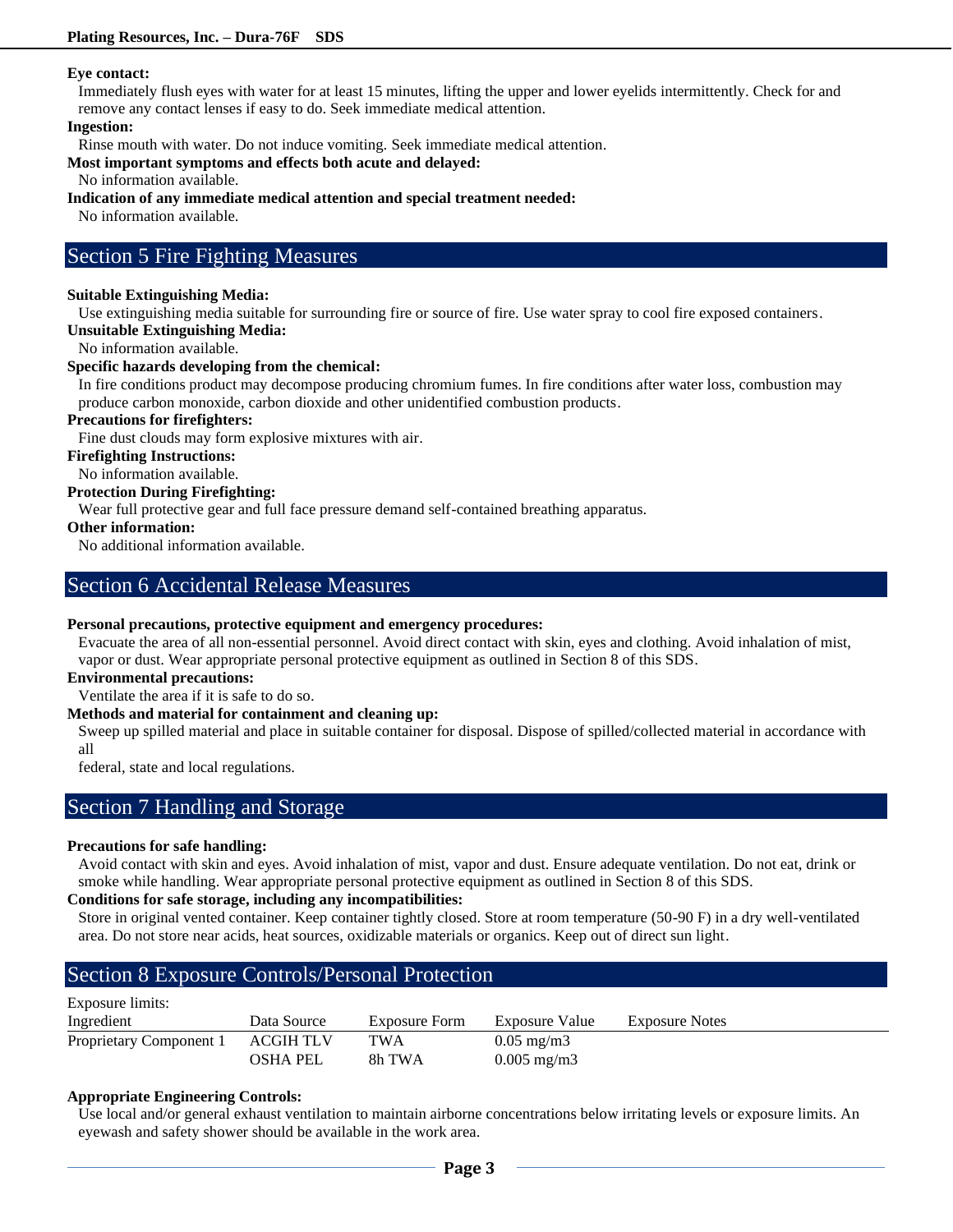**Eye contact:**

Immediately flush eyes with water for at least 15 minutes, lifting the upper and lower eyelids intermittently. Check for and remove any contact lenses if easy to do. Seek immediate medical attention.

**Ingestion:**

Rinse mouth with water. Do not induce vomiting. Seek immediate medical attention.

**Most important symptoms and effects both acute and delayed:**

No information available.

**Indication of any immediate medical attention and special treatment needed:**

No information available.

## Section 5 Fire Fighting Measures

**Suitable Extinguishing Media:**

Use extinguishing media suitable for surrounding fire or source of fire. Use water spray to cool fire exposed containers.

**Unsuitable Extinguishing Media:**

No information available.

**Specific hazards developing from the chemical:**

In fire conditions product may decompose producing chromium fumes. In fire conditions after water loss, combustion may produce carbon monoxide, carbon dioxide and other unidentified combustion products.

**Precautions for firefighters:**

Fine dust clouds may form explosive mixtures with air.

**Firefighting Instructions:**

No information available.

**Protection During Firefighting:**

Wear full protective gear and full face pressure demand self-contained breathing apparatus.

**Other information:**

No additional information available.

## Section 6 Accidental Release Measures

**Personal precautions, protective equipment and emergency procedures:**

Evacuate the area of all non-essential personnel. Avoid direct contact with skin, eyes and clothing. Avoid inhalation of mist, vapor or dust. Wear appropriate personal protective equipment as outlined in Section 8 of this SDS.

**Environmental precautions:**

Ventilate the area if it is safe to do so.

**Methods and material for containment and cleaning up:**

Sweep up spilled material and place in suitable container for disposal. Dispose of spilled/collected material in accordance with all federal, state and local regulations.

## Section 7 Handling and Storage

**Precautions for safe handling:**

Avoid contact with skin and eyes. Avoid inhalation of mist, vapor and dust. Ensure adequate ventilation. Do not eat, drink or smoke while handling. Wear appropriate personal protective equipment as outlined in Section 8 of this SDS.

**Conditions for safe storage, including any incompatibilities:**

Store in original vented container. Keep container tightly closed. Store at room temperature (50-90 F) in a dry well-ventilated area. Do not store near acids, heat sources, oxidizable materials or organics. Keep out of direct sun light.

## Section 8 Exposure Controls/Personal Protection

Exposure limits:

| Ingredient | Data Source | Exposure Form | Exposure Value | Exposure Notes |
|---|---|---|---|---|
| Proprietary Component 1 | ACGIH TLV | TWA | 0.05 mg/m3 | |
| | OSHA PEL | 8h TWA | 0.005 mg/m3 | |

**Appropriate Engineering Controls:**

Use local and/or general exhaust ventilation to maintain airborne concentrations below irritating levels or exposure limits. An eyewash and safety shower should be available in the work area.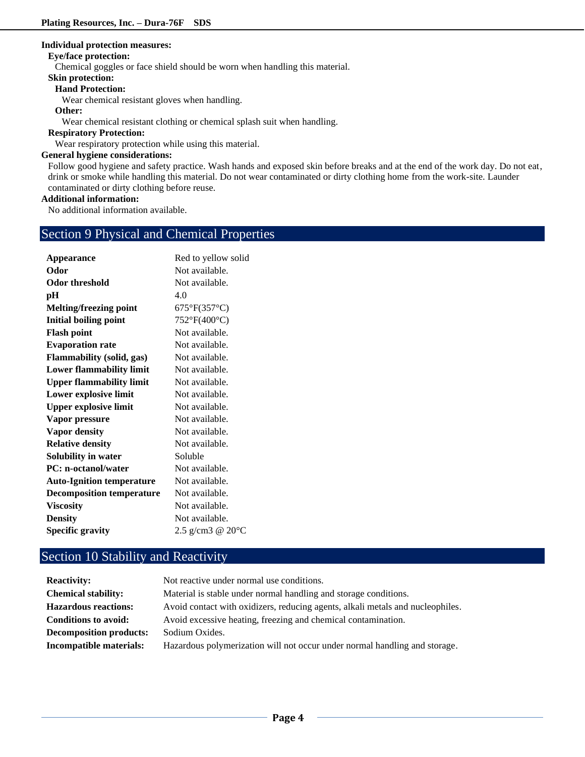**Individual protection measures:**

**Eye/face protection:**

Chemical goggles or face shield should be worn when handling this material.

**Skin protection:**

**Hand Protection:**

Wear chemical resistant gloves when handling.

**Other:**

Wear chemical resistant clothing or chemical splash suit when handling.

**Respiratory Protection:**

Wear respiratory protection while using this material.

**General hygiene considerations:**

Follow good hygiene and safety practice. Wash hands and exposed skin before breaks and at the end of the work day. Do not eat, drink or smoke while handling this material. Do not wear contaminated or dirty clothing home from the work-site. Launder contaminated or dirty clothing before reuse.

**Additional information:**

No additional information available.

## Section 9 Physical and Chemical Properties

| | |
|---|---|
| **Appearance** | Red to yellow solid |
| **Odor** | Not available. |
| **Odor threshold** | Not available. |
| **pH** | 4.0 |
| **Melting/freezing point** | 675°F(357°C) |
| **Initial boiling point** | 752°F(400°C) |
| **Flash point** | Not available. |
| **Evaporation rate** | Not available. |
| **Flammability (solid, gas)** | Not available. |
| **Lower flammability limit** | Not available. |
| **Upper flammability limit** | Not available. |
| **Lower explosive limit** | Not available. |
| **Upper explosive limit** | Not available. |
| **Vapor pressure** | Not available. |
| **Vapor density** | Not available. |
| **Relative density** | Not available. |
| **Solubility in water** | Soluble |
| **PC: n-octanol/water** | Not available. |
| **Auto-Ignition temperature** | Not available. |
| **Decomposition temperature** | Not available. |
| **Viscosity** | Not available. |
| **Density** | Not available. |
| **Specific gravity** | 2.5 g/cm3 @ 20°C |

## Section 10 Stability and Reactivity

| | |
|---|---|
| **Reactivity:** | Not reactive under normal use conditions. |
| **Chemical stability:** | Material is stable under normal handling and storage conditions. |
| **Hazardous reactions:** | Avoid contact with oxidizers, reducing agents, alkali metals and nucleophiles. |
| **Conditions to avoid:** | Avoid excessive heating, freezing and chemical contamination. |
| **Decomposition products:** | Sodium Oxides. |
| **Incompatible materials:** | Hazardous polymerization will not occur under normal handling and storage. |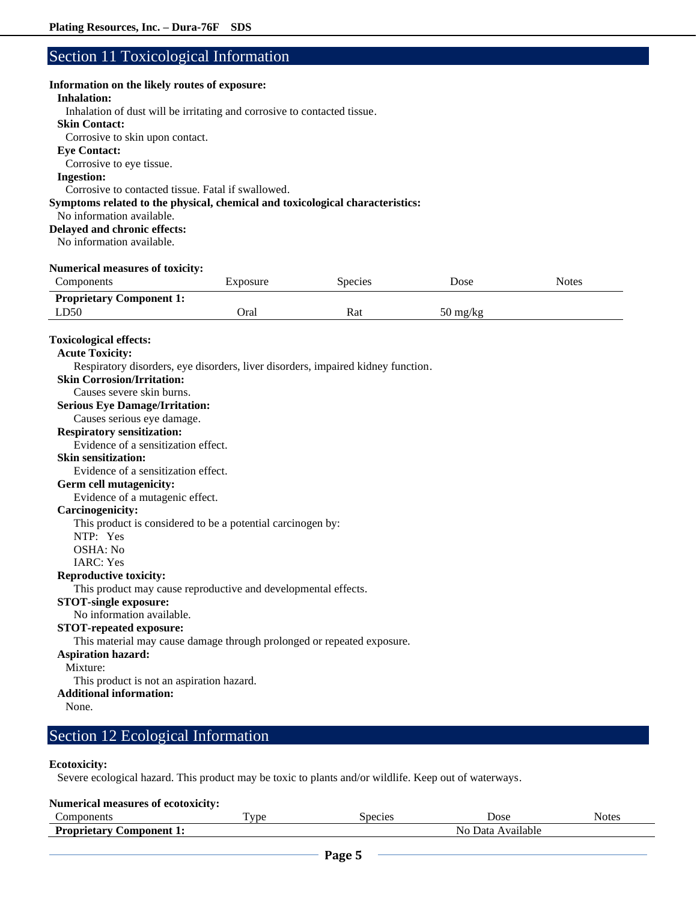## Section 11 Toxicological Information

**Information on the likely routes of exposure:**

**Inhalation:**

Inhalation of dust will be irritating and corrosive to contacted tissue.

**Skin Contact:**

Corrosive to skin upon contact.

**Eye Contact:**

Corrosive to eye tissue.

**Ingestion:**

Corrosive to contacted tissue. Fatal if swallowed.

**Symptoms related to the physical, chemical and toxicological characteristics:**

No information available.

**Delayed and chronic effects:**

No information available.

**Numerical measures of toxicity:**

| Components | Exposure | Species | Dose | Notes |
|---|---|---|---|---|
| **Proprietary Component 1:** | | | | |
| LD50 | Oral | Rat | 50 mg/kg | |

**Toxicological effects:**

**Acute Toxicity:**

Respiratory disorders, eye disorders, liver disorders, impaired kidney function.

**Skin Corrosion/Irritation:**

Causes severe skin burns.

**Serious Eye Damage/Irritation:**

Causes serious eye damage.

**Respiratory sensitization:**

Evidence of a sensitization effect.

**Skin sensitization:**

Evidence of a sensitization effect.

**Germ cell mutagenicity:**

Evidence of a mutagenic effect.

**Carcinogenicity:**

This product is considered to be a potential carcinogen by:

NTP: Yes

OSHA: No

IARC: Yes

**Reproductive toxicity:**

This product may cause reproductive and developmental effects.

**STOT-single exposure:**

No information available.

**STOT-repeated exposure:**

This material may cause damage through prolonged or repeated exposure.

**Aspiration hazard:**

Mixture:

This product is not an aspiration hazard.

**Additional information:**

None.

## Section 12 Ecological Information

**Ecotoxicity:**

Severe ecological hazard. This product may be toxic to plants and/or wildlife. Keep out of waterways.

**Numerical measures of ecotoxicity:**

| Components | Type | Species | Dose | Notes |
|---|---|---|---|---|
| **Proprietary Component 1:** | | | No Data Available | |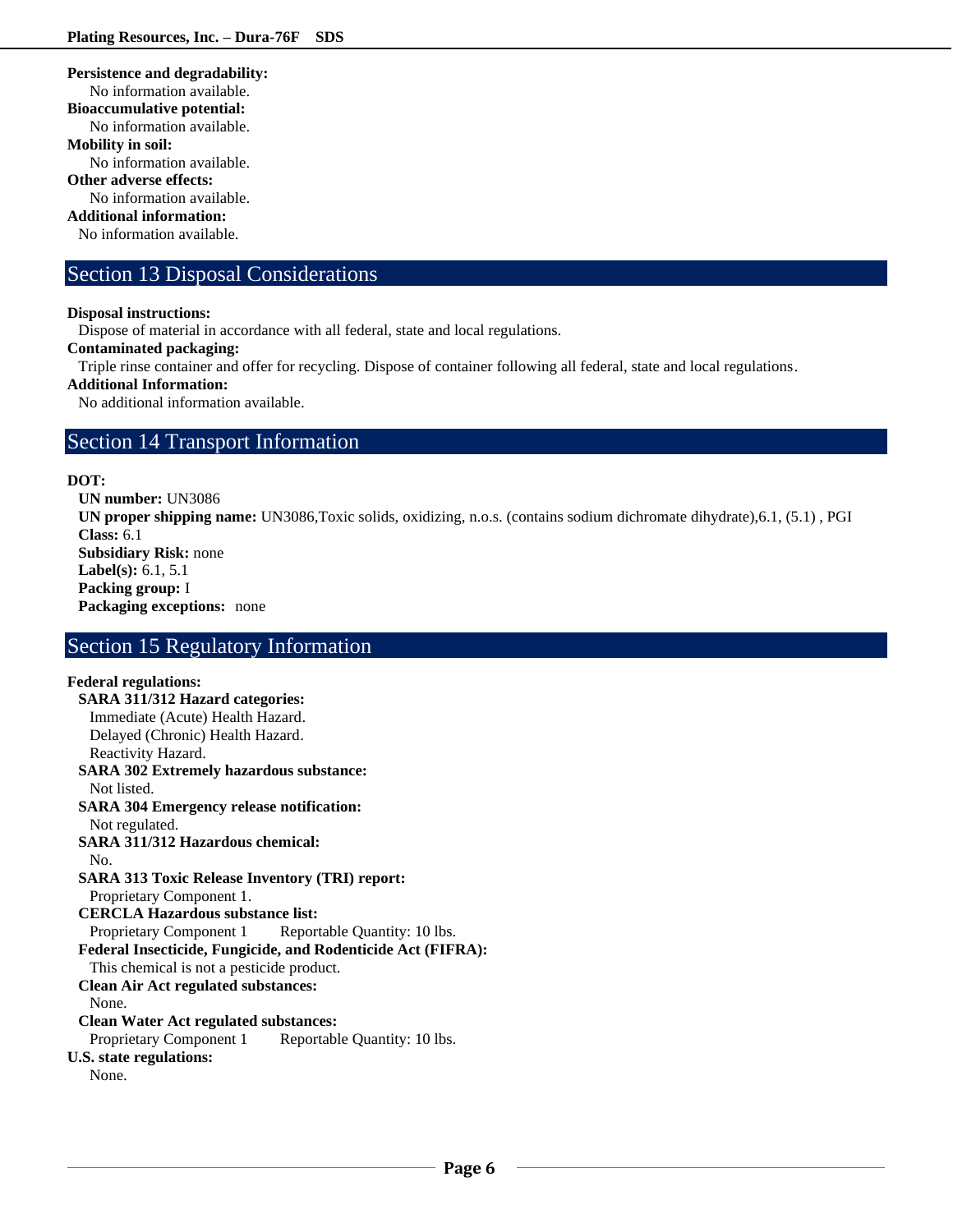**Persistence and degradability:**
No information available.

**Bioaccumulative potential:**
No information available.

**Mobility in soil:**
No information available.

**Other adverse effects:**
No information available.

**Additional information:**
No information available.

## Section 13 Disposal Considerations

**Disposal instructions:**
Dispose of material in accordance with all federal, state and local regulations.

**Contaminated packaging:**
Triple rinse container and offer for recycling. Dispose of container following all federal, state and local regulations.

**Additional Information:**
No additional information available.

## Section 14 Transport Information

**DOT:**

**UN number:** UN3086
**UN proper shipping name:** UN3086,Toxic solids, oxidizing, n.o.s. (contains sodium dichromate dihydrate),6.1, (5.1) , PGI
**Class:** 6.1
**Subsidiary Risk:** none
**Label(s):** 6.1, 5.1
**Packing group:** I
**Packaging exceptions:** none

## Section 15 Regulatory Information

**Federal regulations:**

**SARA 311/312 Hazard categories:**
Immediate (Acute) Health Hazard.
Delayed (Chronic) Health Hazard.
Reactivity Hazard.

**SARA 302 Extremely hazardous substance:**
Not listed.

**SARA 304 Emergency release notification:**
Not regulated.

**SARA 311/312 Hazardous chemical:**
No.

**SARA 313 Toxic Release Inventory (TRI) report:**
Proprietary Component 1.

**CERCLA Hazardous substance list:**
Proprietary Component 1 Reportable Quantity: 10 lbs.

**Federal Insecticide, Fungicide, and Rodenticide Act (FIFRA):**
This chemical is not a pesticide product.

**Clean Air Act regulated substances:**
None.

**Clean Water Act regulated substances:**
Proprietary Component 1 Reportable Quantity: 10 lbs.

**U.S. state regulations:**
None.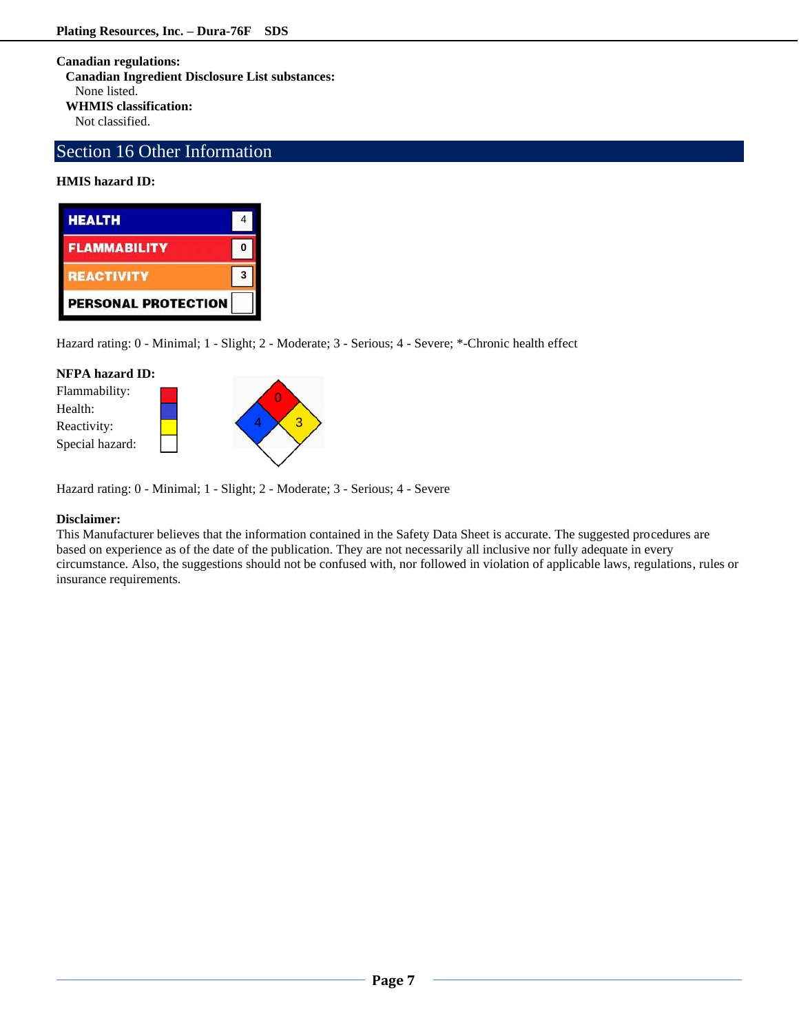**Canadian regulations:**

**Canadian Ingredient Disclosure List substances:**

None listed.

**WHMIS classification:**

Not classified.

## Section 16 Other Information

**HMIS hazard ID:**

| | |
|---|---|
| HEALTH | 4 |
| FLAMMABILITY | 0 |
| REACTIVITY | 3 |
| PERSONAL PROTECTION | |

Hazard rating: 0 - Minimal; 1 - Slight; 2 - Moderate; 3 - Serious; 4 - Severe; *-Chronic health effect

**NFPA hazard ID:**

Flammability:

Health:

Reactivity:

Special hazard:

0

4

3

Hazard rating: 0 - Minimal; 1 - Slight; 2 - Moderate; 3 - Serious; 4 - Severe

**Disclaimer:**

This Manufacturer believes that the information contained in the Safety Data Sheet is accurate. The suggested procedures are based on experience as of the date of the publication. They are not necessarily all inclusive nor fully adequate in every circumstance. Also, the suggestions should not be confused with, nor followed in violation of applicable laws, regulations, rules or insurance requirements.